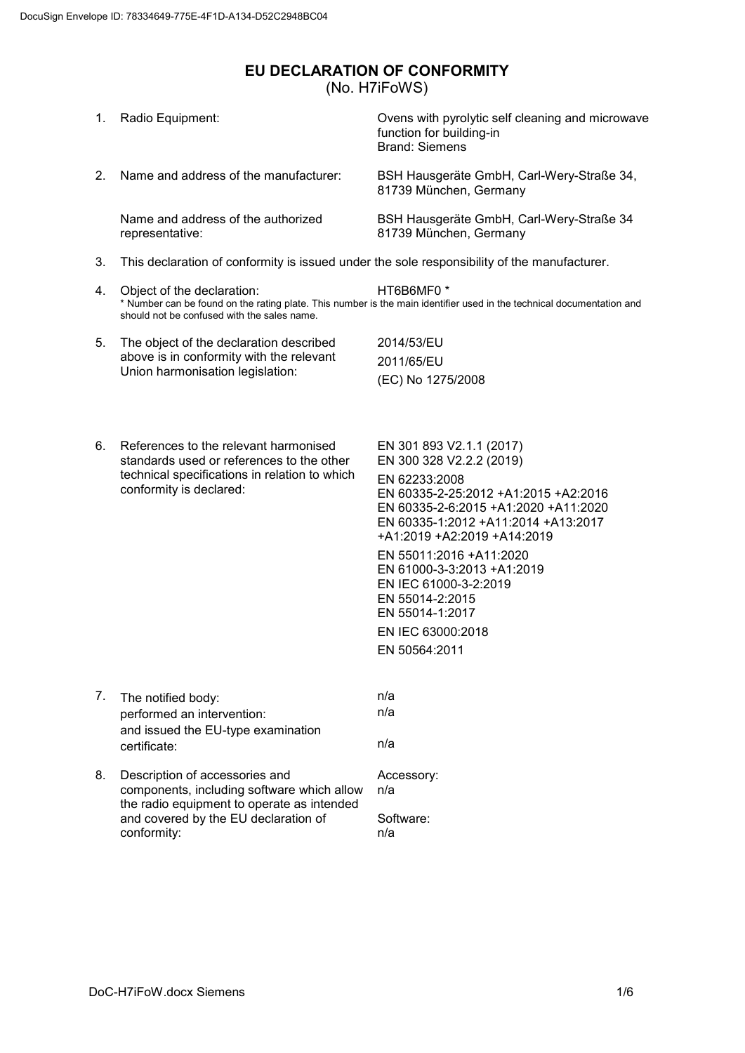DocuSign Envelope ID: 78334649-775E-4F1D-A134-D52C2948BC04

# EU DECLARATION OF CONFORMITY

(No. H7iFoWS)

1. Radio Equipment: Ovens with pyrolytic self cleaning and microwave function for building-in
   Brand: Siemens

2. Name and address of the manufacturer: BSH Hausgeräte GmbH, Carl-Wery-Straße 34, 81739 München, Germany

   Name and address of the authorized representative: BSH Hausgeräte GmbH, Carl-Wery-Straße 34 81739 München, Germany

3. This declaration of conformity is issued under the sole responsibility of the manufacturer.

4. Object of the declaration: HT6B6MF0 *
   * Number can be found on the rating plate. This number is the main identifier used in the technical documentation and should not be confused with the sales name.

5. The object of the declaration described above is in conformity with the relevant Union harmonisation legislation:
   2014/53/EU
   2011/65/EU
   (EC) No 1275/2008

6. References to the relevant harmonised standards used or references to the other technical specifications in relation to which conformity is declared:
   EN 301 893 V2.1.1 (2017)
   EN 300 328 V2.2.2 (2019)

   EN 62233:2008
   EN 60335-2-25:2012 +A1:2015 +A2:2016
   EN 60335-2-6:2015 +A1:2020 +A11:2020
   EN 60335-1:2012 +A11:2014 +A13:2017 +A1:2019 +A2:2019 +A14:2019

   EN 55011:2016 +A11:2020
   EN 61000-3-3:2013 +A1:2019
   EN IEC 61000-3-2:2019
   EN 55014-2:2015
   EN 55014-1:2017

   EN IEC 63000:2018

   EN 50564:2011

7. The notified body: n/a
   performed an intervention: n/a
   and issued the EU-type examination certificate: n/a

8. Description of accessories and components, including software which allow the radio equipment to operate as intended and covered by the EU declaration of conformity:
   Accessory:
   n/a

   Software:
   n/a

DoC-H7iFoW.docx Siemens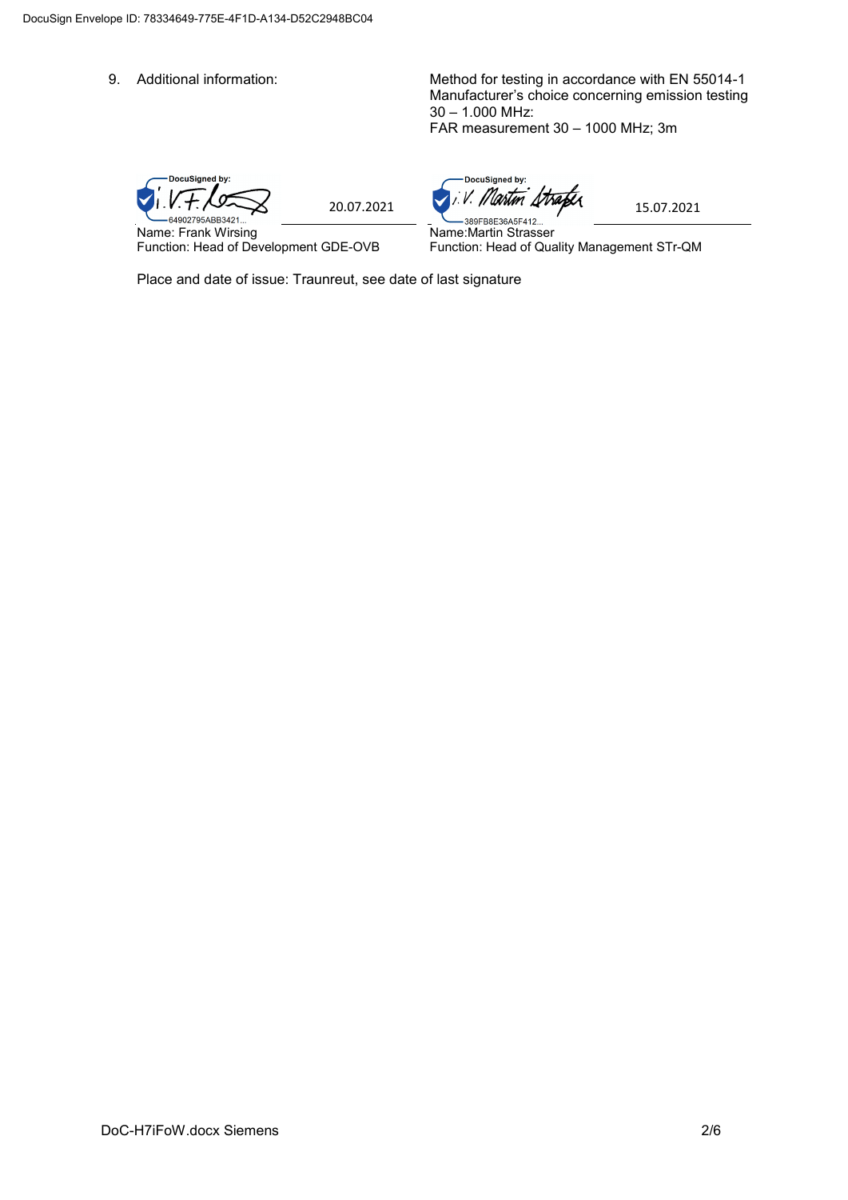DocuSign Envelope ID: 78334649-775E-4F1D-A134-D52C2948BC04

9. Additional information:

Method for testing in accordance with EN 55014-1
Manufacturer's choice concerning emission testing 30 – 1.000 MHz:
FAR measurement 30 – 1000 MHz; 3m

| DocuSigned by: i.V. F. [signature] 64902795ABB3421... | 20.07.2021 | DocuSigned by: i.V. Martin Straßer 389FB8E36A5F412... | 15.07.2021 |
|---|---|---|---|
| Name: Frank Wirsing | | Name:Martin Strasser | |
| Function: Head of Development GDE-OVB | | Function: Head of Quality Management STr-QM | |

Place and date of issue: Traunreut, see date of last signature

DoC-H7iFoW.docx Siemens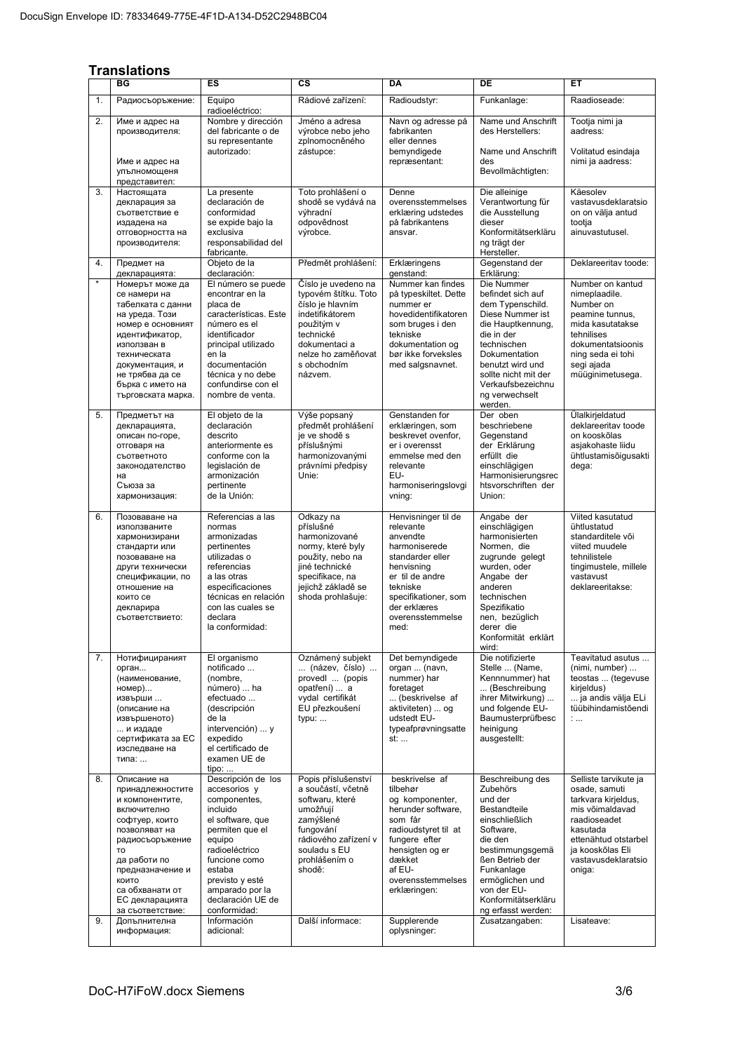## Translations

| | BG | ES | CS | DA | DE | ET |
|---|---|---|---|---|---|---|
| 1. | Радиосъоръжение: | Equipo radioeléctrico: | Rádiové zařízení: | Radioudstyr: | Funkanlage: | Raadioseade: |
| 2. | Име и адрес на производителя: Име и адрес на упълномощеня представител: | Nombre y dirección del fabricante o de su representante autorizado: | Jméno a adresa výrobce nebo jeho zplnomocněného zástupce: | Navn og adresse på fabrikanten eller dennes bemyndigede repræsentant: | Name und Anschrift des Herstellers: Name und Anschrift des Bevollmächtigten: | Tootja nimi ja aadress: Volitatud esindaja nimi ja aadress: |
| 3. | Настоящата декларация за съответствие е издадена на отговорността на производителя: | La presente declaración de conformidad se expide bajo la exclusiva responsabilidad del fabricante. | Toto prohlášení o shodě se vydává na výhradní odpovědnost výrobce. | Denne overensstemmelseserklæring udstedes på fabrikantens ansvar. | Die alleinige Verantwortung für die Ausstellung dieser Konformitätserklärung trägt der Hersteller. | Käesolev vastavusdeklaratsioon on on välja antud tootja ainuvastutusel. |
| 4. | Предмет на декларацията: | Objeto de la declaración: | Předmět prohlášení: | Erklæringens genstand: | Gegenstand der Erklärung: | Deklareeritav toode: |
| * | Номерът може да се намери на табелката с данни на уреда. Този номер е основният идентификатор, използван в техническата документация, и не трябва да се бърка с името на търговската марка. | El número se puede encontrar en la placa de características. Este número es el identificador principal utilizado en la documentación técnica y no debe confundirse con el nombre de venta. | Číslo je uvedeno na typovém štítku. Toto číslo je hlavním indetifikátorem použitým v technické dokumentaci a nelze ho zaměňovat s obchodním názvem. | Nummer kan findes på typeskiltet. Dette nummer er hovedidentifikatoren som bruges i den tekniske dokumentation og bør ikke forveksles med salgsnavnet. | Die Nummer befindet sich auf dem Typenschild. Diese Nummer ist die Hauptkennung, die in der technischen Dokumentation benutzt wird und sollte nicht mit der Verkaufsbezeichnung verwechselt werden. | Number on kantud nimeplaadile. Number on peamine tunnus, mida kasutatakse tehnilises dokumentatsioonis ning seda ei tohi segi ajada müüginimetusega. |
| 5. | Предметът на декларацията, описан по-горе, отговаря на съответното законодателство на Съюза за хармонизация: | El objeto de la declaración descrito anteriormente es conforme con la legislación de armonización pertinente de la Unión: | Výše popsaný předmět prohlášení je ve shodě s příslušnými harmonizovanými právními předpisy Unie: | Genstanden for erklæringen, som beskrevet ovenfor, er i overensst emmelse med den relevante EU-harmoniseringslovgivning: | Der oben beschriebene Gegenstand der Erklärung erfüllt die einschlägigen Harmonisierungsrechtsvorschriften der Union: | Ülalkirjeldatud deklareeritav toode on kooskõlas asjakohaste liidu ühtlustamisõigusakti dega: |
| 6. | Позоваване на използваните хармонизирани стандарти или позоваване на други технически спецификации, по отношение на които се декларира съответствието: | Referencias a las normas armonizadas pertinentes utilizadas o referencias a las otras especificaciones técnicas en relación con las cuales se declara la conformidad: | Odkazy na příslušné harmonizované normy, které byly použity, nebo na jiné technické specifikace, na jejichž základě se shoda prohlašuje: | Henvisninger til de relevante anvendte harmoniserede standarder eller henvisning er til de andre tekniske specifikationer, som der erklæres overensstemmelse med: | Angabe der einschlägigen harmonisierten Normen, die zugrunde gelegt wurden, oder Angabe der anderen technischen Spezifikationen, bezüglich derer die Konformität erklärt wird: | Viited kasutatud ühtlustatud standarditele või viited muudele tehnilistele tingimustele, millele vastavust deklareeritakse: |
| 7. | Нотифицираният орган... (наименование, номер)... извърши ... (описание на извършеното) ... и издаде сертификата за ЕС изследване на типа: ... | El organismo notificado ... (nombre, número) ... ha efectuado ... (descripción de la intervención) ... y expedido el certificado de examen UE de tipo: ... | Oznámený subjekt ... (název, číslo) ... provedl ... (popis opatření) ... a vydal certifikát EU přezkoušení typu: ... | Det bemyndigede organ ... (navn, nummer) har foretaget ... (beskrivelse af aktiviteten) ... og udstedt EU-typeafprøvningsattest: ... | Die notifizierte Stelle ... (Name, Kennnummer) hat ... (Beschreibung ihrer Mitwirkung) ... und folgende EU-Baumusterprüfbescheinigung ausgestellt: | Teavitatud asutus ... (nimi, number) ... teostas ... (tegevuse kirjeldus) ... ja andis välja ELi tüübihindamistõendi : ... |
| 8. | Описание на принадлежностите и компонентите, включително софтуер, които позволяват на радиосъоръжение то да работи по предназначение и които са обхванати от ЕС декларацията за съответствие: | Descripción de los accesorios y componentes, incluido el software, que permiten que el equipo radioeléctrico funcione como estaba previsto y esté amparado por la declaración UE de conformidad: | Popis příslušenství a součástí, včetně softwaru, které umožňují zamýšlené fungování rádiového zařízení v souladu s EU prohlášením o shodě: | beskrivelse af tilbehør og komponenter, herunder software, som får radioudstyret til at fungere efter hensigten og er dækket af EU-overensstemmelses erklæringen: | Beschreibung des Zubehörs und der Bestandteile einschließlich Software, die den bestimmungsgemäßen Betrieb der Funkanlage ermöglichen und von der EU-Konformitätserklärung erfasst werden: | Selliste tarvikute ja osade, samuti tarkvara kirjeldus, mis võimaldavad raadioseadet kasutada ettenähtud otstarbel ja kooskõlas Eli vastavusdeklaratsio oniga: |
| 9. | Допълнителна информация: | Información adicional: | Další informace: | Supplerende oplysninger: | Zusatzangaben: | Lisateave: |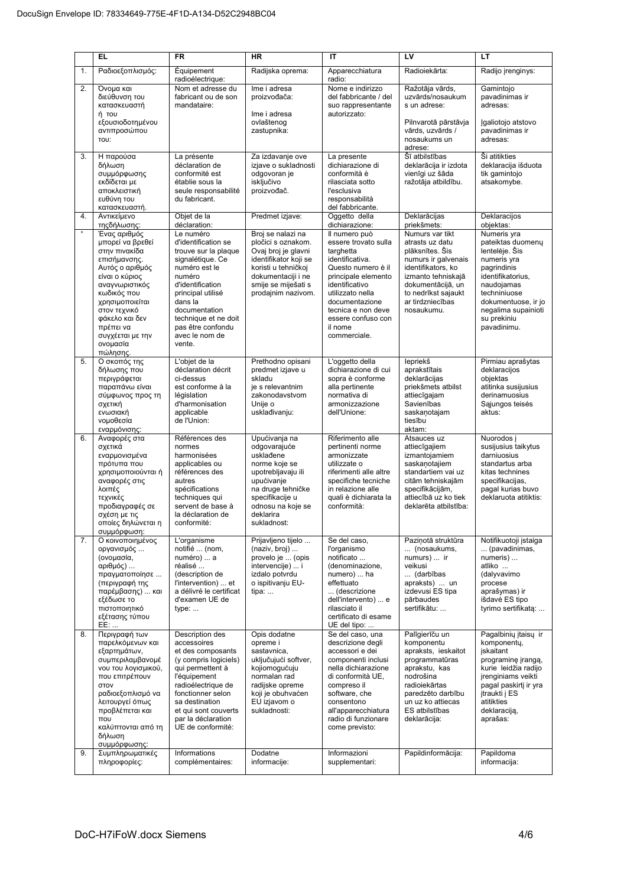|  | EL | FR | HR | IT | LV | LT |
|---|---|---|---|---|---|---|
| 1. | Ραδιοεξοπλισμός: | Équipement radioélectrique: | Radijska oprema: | Apparecchiatura radio: | Radioiekārta: | Radijo įrenginys: |
| 2. | Όνομα και διεύθυνση του κατασκευαστή ή του εξουσιοδοτημένου αντιπροσώπου του: | Nom et adresse du fabricant ou de son mandataire: | Ime i adresa proizvođača:<br><br>Ime i adresa ovlaštenog zastupnika: | Nome e indirizzo del fabbricante / del suo rappresentante autorizzato: | Ražotāja vārds, uzvārds/nosaukum s un adrese:<br><br>Pilnvarotā pārstāvja vārds, uzvārds / nosaukums un adrese: | Gamintojo pavadinimas ir adresas:<br><br>Įgaliotojo atstovo pavadinimas ir adresas: |
| 3. | Η παρούσα δήλωση συμμόρφωσης εκδίδεται με αποκλειστική ευθύνη του κατασκευαστή. | La présente déclaration de conformité est établie sous la seule responsabilité du fabricant. | Za izdavanje ove izjave o sukladnosti odgovoran je isključivo proizvođač. | La presente dichiarazione di conformità è rilasciata sotto l'esclusiva responsabilità del fabbricante. | Šī atbilstības deklarācija ir izdota vienīgi uz šāda ražotāja atbildību. | Ši atitikties deklaracija išduota tik gamintojo atsakomybe. |
| 4. | Αντικείμενο τηςδήλωσης: | Objet de la déclaration: | Predmet izjave: | Oggetto della dichiarazione: | Deklarācijas priekšmets: | Deklaracijos objektas: |
| * | Ένας αριθμός μπορεί να βρεθεί στην πινακίδα επισήμανσης. Αυτός ο αριθμός είναι ο κύριος αναγνωριστικός κωδικός που χρησιμοποιείται στον τεχνικό φάκελο και δεν πρέπει να συγχέεται με την ονομασία πώλησης. | Le numéro d'identification se trouve sur la plaque signalétique. Ce numéro est le numéro d'identification principal utilisé dans la documentation technique et ne doit pas être confondu avec le nom de vente. | Broj se nalazi na pločici s oznakom. Ovaj broj je glavni identifikator koji se koristi u tehničkoj dokumentaciji i ne smije se miješati s prodajnim nazivom. | Il numero può essere trovato sulla targhetta identificativa. Questo numero è il principale elemento identificativo utilizzato nella documentazione tecnica e non deve essere confuso con il nome commerciale. | Numurs var tikt atrasts uz datu plāksnītes. Šis numurs ir galvenais identifikators, ko izmanto tehniskajā dokumentācijā, un to nedrīkst sajaukt ar tirdzniecības nosaukumu. | Numeris yra pateiktas duomenų lentelėje. Šis numeris yra pagrindinis identifikatorius, naudojamas techniniuose dokumentuose, ir jo negalima supainioti su prekiniu pavadinimu. |
| 5. | Ο σκοπός της δήλωσης που περιγράφεται παραπάνω είναι σύμφωνος προς τη σχετική ενωσιακή νομοθεσία εναρμόνισης: | L'objet de la déclaration décrit ci-dessus est conforme à la législation d'harmonisation applicable de l'Union: | Prethodno opisani predmet izjave u skladu je s relevantnim zakonodavstvom Unije o usklađivanju: | L'oggetto della dichiarazione di cui sopra è conforme alla pertinente normativa di armonizzazione dell'Unione: | Iepriekš aprakstītais deklarācijas priekšmets atbilst attiecīgajam Savienības saskaņotajam tiesību aktam: | Pirmiau aprašytas deklaracijos objektas atitinka susijusius derinamuosius Sąjungos teisės aktus: |
| 6. | Αναφορές στα σχετικά εναρμονισμένα πρότυπα που χρησιμοποιούνται ή αναφορές στις λοιπές τεχνικές προδιαγραφές σε σχέση με τις οποίες δηλώνεται η συμμόρφωση: | Références des normes harmonisées applicables ou références des autres spécifications techniques qui servent de base à la déclaration de conformité: | Upućivanja na odgovarajuće usklađene norme koje se upotrebljavaju ili upućivanje na druge tehničke specifikacije u odnosu na koje se deklarira sukladnost: | Riferimento alle pertinenti norme armonizzate utilizzate o riferimenti alle altre specifiche tecniche in relazione alle quali è dichiarata la conformità: | Atsauces uz attiecīgajiem izmantojamiem saskaņotajiem standartiem vai uz citām tehniskajām specifikācijām, attiecībā uz ko tiek deklarēta atbilstība: | Nuorodos į susijusius taikytus darniuosius standartus arba kitas technines specifikacijas, pagal kurias buvo deklaruota atitiktis: |
| 7. | Ο κοινοποιημένος οργανισμός ... (ονομασία, αριθμός) ... πραγματοποίησε ... (περιγραφή της παρέμβασης) ... και εξέδωσε το πιστοποιητικό εξέτασης τύπου ΕΕ: ... | L'organisme notifié ... (nom, numéro) ... a réalisé ... (description de l'intervention) ... et a délivré le certificat d'examen UE de type: ... | Prijavljeno tijelo ... (naziv, broj) ... provelo je ... (opis intervencije) ... i izdalo potvrdu o ispitivanju EU-tipa: ... | Se del caso, l'organismo notificato ... (denominazione, numero) ... ha effettuato ... (descrizione dell'intervento) ... e rilasciato il certificato di esame UE del tipo: ... | Paziņotā struktūra ... (nosaukums, numurs) ... ir veikusi ... (darbības apraksts) ... un izdevusi ES tipa pārbaudes sertifikātu: ... | Notifikuotoji įstaiga ... (pavadinimas, numeris) ... atliko ... (dalyvavimo procese aprašymas) ir išdavė ES tipo tyrimo sertifikatą: ... |
| 8. | Περιγραφή των παρελκόμενων και εξαρτημάτων, συμπεριλαμβανομένου του λογισμικού, που επιτρέπουν στον ραδιοεξοπλισμό να λειτουργεί όπως προβλέπεται και που καλύπτονται από τη δήλωση συμμόρφωσης: | Description des accessoires et des composants (y compris logiciels) qui permettent à l'équipement radioélectrique de fonctionner selon sa destination et qui sont couverts par la déclaration UE de conformité: | Opis dodatne opreme i sastavnica, uključujući softver, kojiomogućuju normalan rad radijske opreme koji je obuhvaćen EU izjavom o sukladnosti: | Se del caso, una descrizione degli accessori e dei componenti inclusi nella dichiarazione di conformità UE, compreso il software, che consentono all'apparecchiatura radio di funzionare come previsto: | Palīgierīču un komponentu apraksts, ieskaitot programmatūras aprakstu, kas nodrošina radioiekārtas paredzēto darbību un uz ko attiecas ES atbilstības deklarācija: | Pagalbinių įtaisų ir komponentų, įskaitant programinę įrangą, kurie leidžia radijo įrenginiams veikti pagal paskirtį ir yra įtraukti į ES atitikties deklaraciją, aprašas: |
| 9. | Συμπληρωματικές πληροφορίες: | Informations complémentaires: | Dodatne informacije: | Informazioni supplementari: | Papildinformācija: | Papildoma informacija: |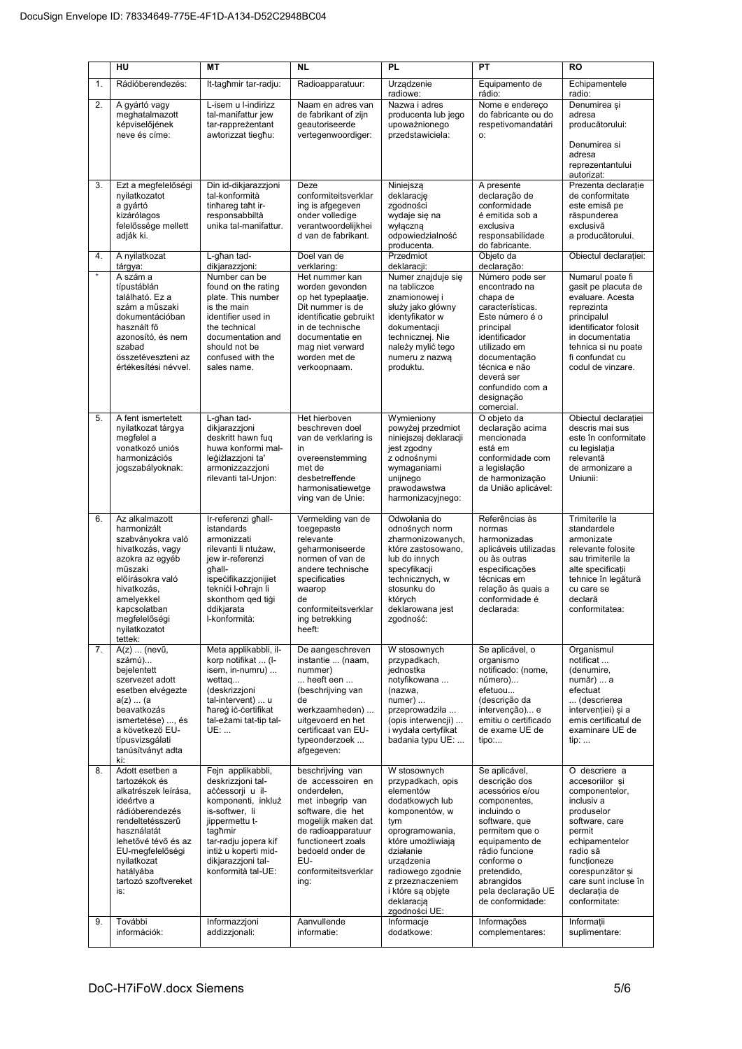| | HU | MT | NL | PL | PT | RO |
|---|---|---|---|---|---|---|
| 1. | Rádióberendezés: | It-tagħmir tar-radju: | Radioapparatuur: | Urządzenie radiowe: | Equipamento de rádio: | Echipamentele radio: |
| 2. | A gyártó vagy meghatalmazott képviselőjének neve és címe: | L-isem u l-indirizz tal-manifattur jew tar-rappreżentant awtorizzat tiegħu: | Naam en adres van de fabrikant of zijn geautoriseerde vertegenwoordiger: | Nazwa i adres producenta lub jego upoważnionego przedstawiciela: | Nome e endereço do fabricante ou do respetivomandatário: | Denumirea și adresa producătorului: Denumirea si adresa reprezentantului autorizat: |
| 3. | Ezt a megfelelőségi nyilatkozatot a gyártó kizárólagos felelőssége mellett adják ki. | Din id-dikjarazzjoni tal-konformità tinħareg taħt ir-responsabbiltà unika tal-manifattur. | Deze conformiteitsverklaring is afgegeven onder volledige verantwoordelijkheid van de fabrikant. | Niniejszą deklarację zgodności wydaje się na wyłączną odpowiedzialność producenta. | A presente declaração de conformidade é emitida sob a exclusiva responsabilidade do fabricante. | Prezenta declarație de conformitate este emisă pe răspunderea exclusivă a producătorului. |
| 4. | A nyilatkozat tárgya: | L-għan tad-dikjarazzjoni: | Doel van de verklaring: | Przedmiot deklaracji: | Objeto da declaração: | Obiectul declarației: |
| * | A szám a típustáblán található. Ez a szám a műszaki dokumentációban használt fő azonosító, és nem szabad összetéveszteni az értékesítési névvel. | Number can be found on the rating plate. This number is the main identifier used in the technical documentation and should not be confused with the sales name. | Het nummer kan worden gevonden op het typeplaatje. Dit nummer is de identificatie gebruikt in de technische documentatie en mag niet verward worden met de verkoopnaam. | Numer znajduje się na tabliczce znamionowej i służy jako główny identyfikator w dokumentacji technicznej. Nie należy mylić tego numeru z nazwą produktu. | Número pode ser encontrado na chapa de características. Este número é o principal identificador utilizado em documentação técnica e não deverá ser confundido com a designação comercial. | Numarul poate fi gasit pe placuta de evaluare. Acesta reprezinta principalul identificator folosit in documentatia tehnica si nu poate fi confundat cu codul de vinzare. |
| 5. | A fent ismertetett nyilatkozat tárgya megfelel a vonatkozó uniós harmonizációs jogszabályoknak: | L-għan tad-dikjarazzjoni deskritt hawn fuq huwa konformi mal-leġiżlazzjoni ta' armonizzazzjoni rilevanti tal-Unjon: | Het hierboven beschreven doel van de verklaring is in overeenstemming met de desbetreffende harmonisatiewetgeving van de Unie: | Wymieniony powyżej przedmiot niniejszej deklaracji jest zgodny z odnośnymi wymaganiami unijnego prawodawstwa harmonizacyjnego: | O objeto da declaração acima mencionada está em conformidade com a legislação de harmonização da União aplicável: | Obiectul declarației descris mai sus este în conformitate cu legislația relevantă de armonizare a Uniunii: |
| 6. | Az alkalmazott harmonizált szabványokra való hivatkozás, vagy azokra az egyéb műszaki előírásokra való hivatkozás, amelyekkel kapcsolatban megfelelőségi nyilatkozatot tettek: | Ir-referenzi għall-istandards armonizzati rilevanti li ntużaw, jew ir-referenzi għall-ispeċifikazzjonijiet tekniċi l-oħrajn li skonthom qed tiġi ddikjarata l-konformità: | Vermelding van de toegepaste relevante geharmoniseerde normen of van de andere technische specificaties waarop de conformiteitsverklaring betrekking heeft: | Odwołania do odnośnych norm zharmonizowanych, które zastosowano, lub do innych specyfikacji technicznych, w stosunku do których deklarowana jest zgodność: | Referências às normas harmonizadas aplicáveis utilizadas ou às outras especificações técnicas em relação às quais a conformidade é declarada: | Trimiterile la standardele armonizate relevante folosite sau trimiterile la alte specificații tehnice în legătură cu care se declară conformitatea: |
| 7. | A(z) ... (nevű, számú)... bejelentett szervezet adott esetben elvégezte a(z) ... (a beavatkozás ismertetése) ..., és a következő EU-típusvizsgálati tanúsítványt adta ki: | Meta applikabbli, il-korp notifikat ... (l-isem, in-numru) ... wettaq... (deskrizzjoni tal-intervent) ... u ħareġ iċ-ċertifikat tal-eżami tat-tip tal-UE: ... | De aangeschreven instantie ... (naam, nummer) ... heeft een ... (beschrijving van de werkzaamheden) ... uitgevoerd en het certificaat van EU-typeonderzoek ... afgegeven: | W stosownych przypadkach, jednostka notyfikowana ... (nazwa, numer) ... przeprowadziła ... (opis interwencji) ... i wydała certyfikat badania typu UE: ... | Se aplicável, o organismo notificado: (nome, número)... efetuou... (descrição da intervenção)... e emitiu o certificado de exame UE de tipo:... | Organismul notificat ... (denumire, număr) ... a efectuat ... (descrierea intervenției) și a emis certificatul de examinare UE de tip: ... |
| 8. | Adott esetben a tartozékok és alkatrészek leírása, ideértve a rádióberendezés rendeltetésszerű használatát lehetővé tévő és az EU-megfelelőségi nyilatkozat hatályába tartozó szoftvereket is: | Fejn applikabbli, deskrizzjoni tal-aċċessorji u il-komponenti, inkluż is-softwer, li jippermettu t-tagħmir tar-radju jopera kif intiż u koperti mid-dikjarazzjoni tal-konformità tal-UE: | beschrijving van de accessoiren en onderdelen, met inbegrip van software, die het mogelijk maken dat de radioapparatuur functioneert zoals bedoeld onder de EU-conformiteitsverklaring: | W stosownych przypadkach, opis elementów dodatkowych lub komponentów, w tym oprogramowania, które umożliwiają działanie urządzenia radiowego zgodnie z przeznaczeniem i które są objęte deklaracją zgodności UE: | Se aplicável, descrição dos acessórios e/ou componentes, incluindo o software, que permitem que o equipamento de rádio funcione conforme o pretendido, abrangidos pela declaração UE de conformidade: | O descriere a accesoriilor și componentelor, inclusiv a produselor software, care permit echipamentelor radio să funcționeze corespunzător și care sunt incluse în declarația de conformitate: |
| 9. | További információk: | Informazzjoni addizzjonali: | Aanvullende informatie: | Informacje dodatkowe: | Informações complementares: | Informații suplimentare: |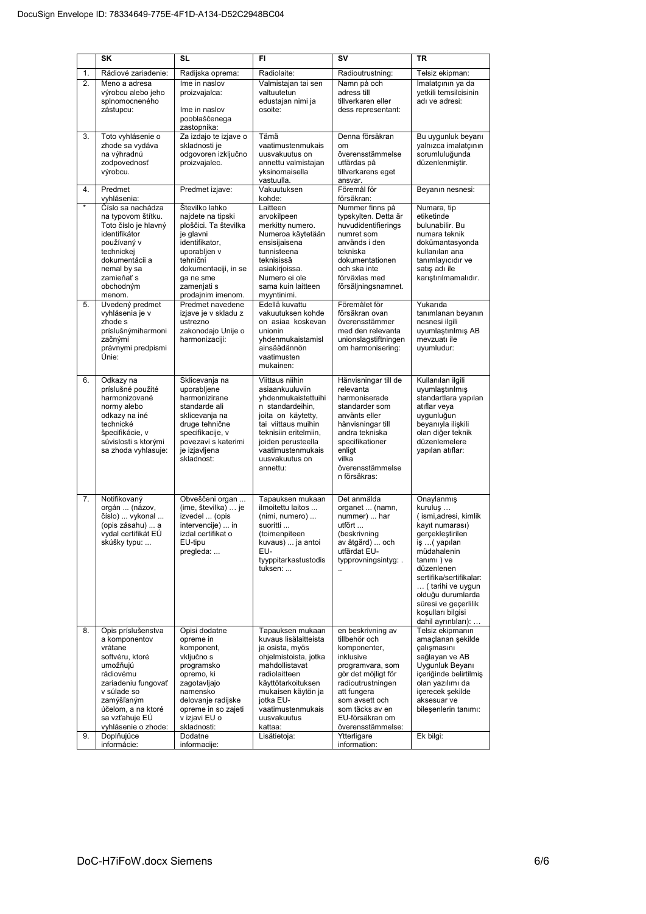| | SK | SL | FI | SV | TR |
|---|---|---|---|---|---|
| 1. | Rádiové zariadenie: | Radijska oprema: | Radiolaite: | Radioutrustning: | Telsiz ekipman: |
| 2. | Meno a adresa výrobcu alebo jeho splnomocneného zástupcu: | Ime in naslov proizvajalca: Ime in naslov pooblaščenega zastopnika: | Valmistajan tai sen valtuutetun edustajan nimi ja osoite: | Namn på och adress till tillverkaren eller dess representant: | İmalatçının ya da yetkili temsilcisinin adı ve adresi: |
| 3. | Toto vyhlásenie o zhode sa vydáva na výhradnú zodpovednosť výrobcu. | Za izdajo te izjave o skladnosti je odgovoren izključno proizvajalec. | Tämä vaatimustenmukais uusvakuutus on annettu valmistajan yksinomaisella vastuulla. | Denna försäkran om överensstämmelse utfärdas på tillverkarens eget ansvar. | Bu uygunluk beyanı yalnızca imalatçının sorumluluğunda düzenlenmiştir. |
| 4. | Predmet vyhlásenia: | Predmet izjave: | Vakuutuksen kohde: | Föremål för försäkran: | Beyanın nesnesi: |
| * | Číslo sa nachádza na typovom štítku. Toto číslo je hlavný identifikátor používaný v technickej dokumentácii a nemal by sa zamieňať s obchodným menom. | Številko lahko najdete na tipski ploščici. Ta številka je glavni identifikator, uporabljen v tehnični dokumentaciji, in se ga ne sme zamenjati s prodajnim imenom. | Laitteen arvokilpeen merkitty numero. Numeroa käytetään ensisijaisena tunnisteena teknisissä asiakirjoissa. Numero ei ole sama kuin laitteen myyntinimi. | Nummer finns på typskylten. Detta är huvudidentifierings numret som används i den tekniska dokumentationen och ska inte förväxlas med försäljningsnamnet. | Numara, tip etiketinde bulunabilir. Bu numara teknik dokümantasyonda kullanılan ana tanımlayıcıdır ve satış adı ile karıştırılmamalıdır. |
| 5. | Uvedený predmet vyhlásenia je v zhode s príslušnýmiharmoni začnými právnymi predpismi Únie: | Predmet navedene izjave je v skladu z ustrezno zakonodajo Unije o harmonizaciji: | Edellä kuvattu vakuutuksen kohde on asiaa koskevan unionin yhdenmukaistamisl ainsäädännön vaatimusten mukainen: | Föremålet för försäkran ovan överensstämmer med den relevanta unionslagstiftningen om harmonisering: | Yukarıda tanımlanan beyanın nesnesi ilgili uyumlaştırılmış AB mevzuatı ile uyumludur: |
| 6. | Odkazy na príslušné použité harmonizované normy alebo odkazy na iné technické špecifikácie, v súvislosti s ktorými sa zhoda vyhlasuje: | Sklicevanja na uporabljene harmonizirane standarde ali sklicevanja na druge tehnične specifikacije, v povezavi s katerimi je izjavljena skladnost: | Viittaus niihin asiaankuuluviin yhdenmukaistettuihi n standardeihin, joita on käytetty, tai viittaus muihin teknisiin eritelmiin, joiden perusteella vaatimustenmukais uusvakuutus on annettu: | Hänvisningar till de relevanta harmoniserade standarder som använts eller hänvisningar till andra tekniska specifikationer enligt vilka överensstämmelse n försäkras: | Kullanılan ilgili uyumlaştırılmış standartlara yapılan atıflar veya uygunluğun beyanıyla ilişkili olan diğer teknik düzenlemelere yapılan atıflar: |
| 7. | Notifikovaný orgán ... (názov, číslo) ... vykonal ... (opis zásahu) ... a vydal certifikát EÚ skúšky typu: ... | Obveščeni organ ... (ime, številka) … je izvedel ... (opis intervencije) ... in izdal certifikat o EU-tipu pregleda: ... | Tapauksen mukaan ilmoitettu laitos ... (nimi, numero) ... suoritti ... (toimenpiteen kuvaus) ... ja antoi EU-tyyppitarkastustodis tuksen: ... | Det anmälda organet ... (namn, nummer) ... har utfört ... (beskrivning av åtgärd) ... och utfärdat EU-typprovningsintyg: . .. | Onaylanmış kuruluş … ( ismi,adresi, kimlik kayıt numarası) gerçekleştirilen iş …( yapılan müdahalenin tanımı ) ve düzenlenen sertifika/sertifikalar: … ( tarihi ve uygun olduğu durumlarda süresi ve geçerlilik koşulları bilgisi dahil ayrıntıları): … |
| 8. | Opis príslušenstva a komponentov vrátane softvéru, ktoré umožňujú rádiovému zariadeniu fungovať v súlade so zamýšľaným účelom, a na ktoré sa vzťahuje EÚ vyhlásenie o zhode: | Opisi dodatne opreme in komponent, vključno s programsko opremo, ki zagotavljajo namensko delovanje radijske opreme in so zajeti v izjavi EU o skladnosti: | Tapauksen mukaan kuvaus lisälaitteista ja osista, myös ohjelmistoista, jotka mahdollistavat radiolaitteen käyttötarkoituksen mukaisen käytön ja jotka EU-vaatimustenmukais uusvakuutus kattaa: | en beskrivning av tillbehör och komponenter, inklusive programvara, som gör det möjligt för radioutrustningen att fungera som avsett och som täcks av en EU-försäkran om överensstämmelse: | Telsiz ekipmanın amaçlanan şekilde çalışmasını sağlayan ve AB Uygunluk Beyanı içeriğinde belirtilmiş olan yazılımı da içerecek şekilde aksesuar ve bileşenlerin tanımı: |
| 9. | Doplňujúce informácie: | Dodatne informacije: | Lisätietoja: | Ytterligare information: | Ek bilgi: |

DoC-H7iFoW.docx Siemens